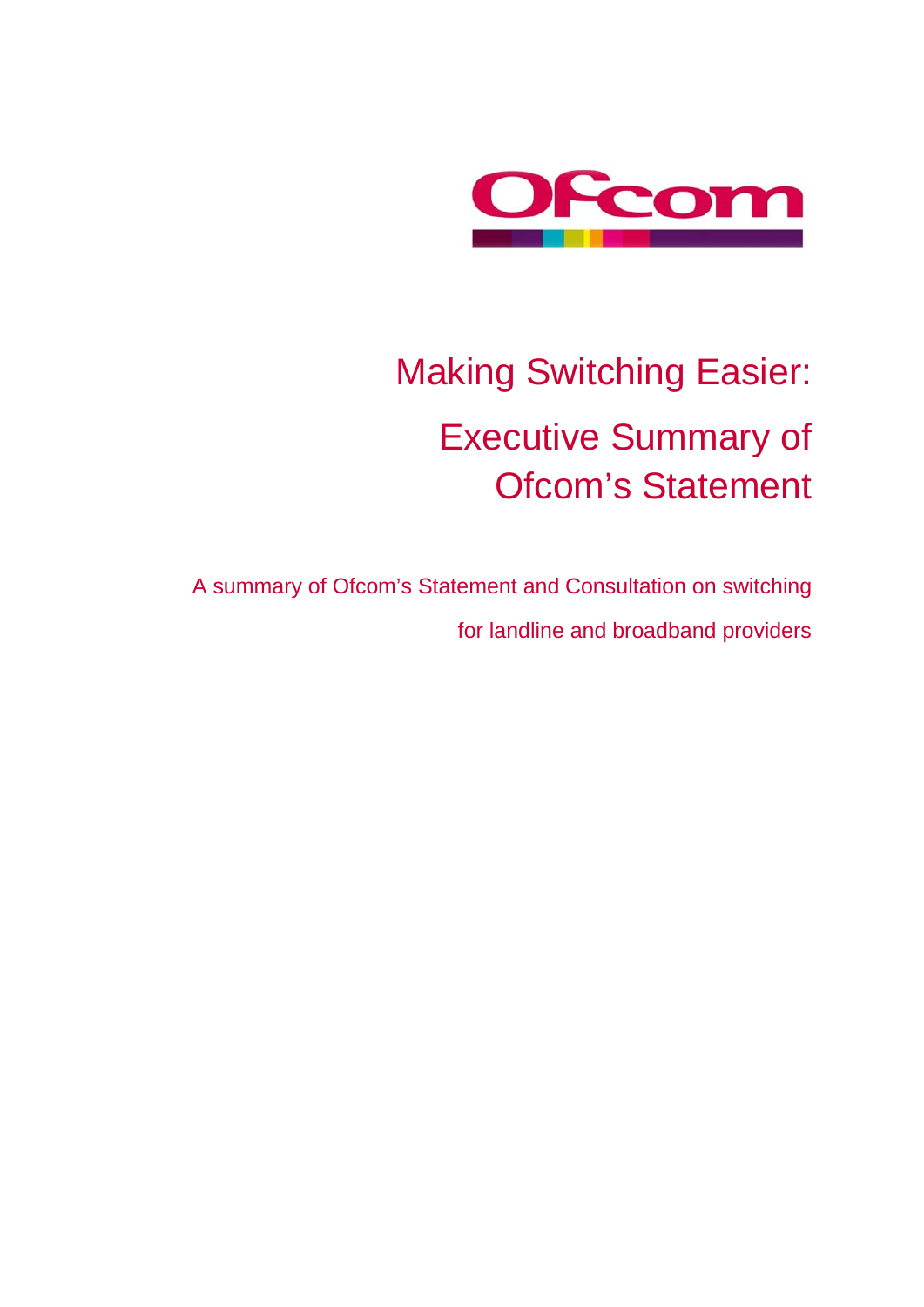Ofcom

# Making Switching Easier:

# Executive Summary of Ofcom's Statement

A summary of Ofcom's Statement and Consultation on switching for landline and broadband providers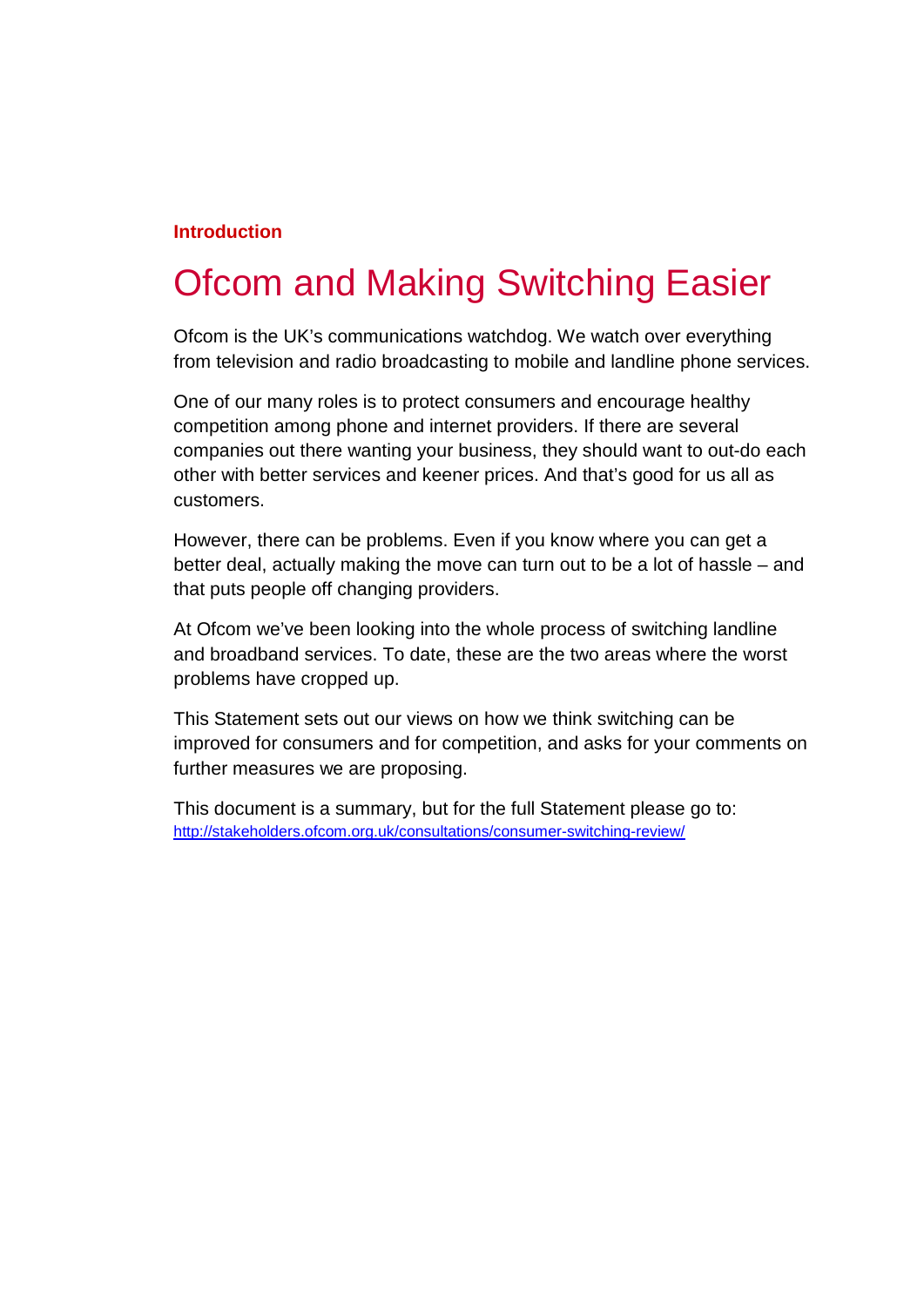**Introduction**

# Ofcom and Making Switching Easier

Ofcom is the UK's communications watchdog. We watch over everything from television and radio broadcasting to mobile and landline phone services.

One of our many roles is to protect consumers and encourage healthy competition among phone and internet providers. If there are several companies out there wanting your business, they should want to out-do each other with better services and keener prices. And that's good for us all as customers.

However, there can be problems. Even if you know where you can get a better deal, actually making the move can turn out to be a lot of hassle – and that puts people off changing providers.

At Ofcom we've been looking into the whole process of switching landline and broadband services. To date, these are the two areas where the worst problems have cropped up.

This Statement sets out our views on how we think switching can be improved for consumers and for competition, and asks for your comments on further measures we are proposing.

This document is a summary, but for the full Statement please go to:
http://stakeholders.ofcom.org.uk/consultations/consumer-switching-review/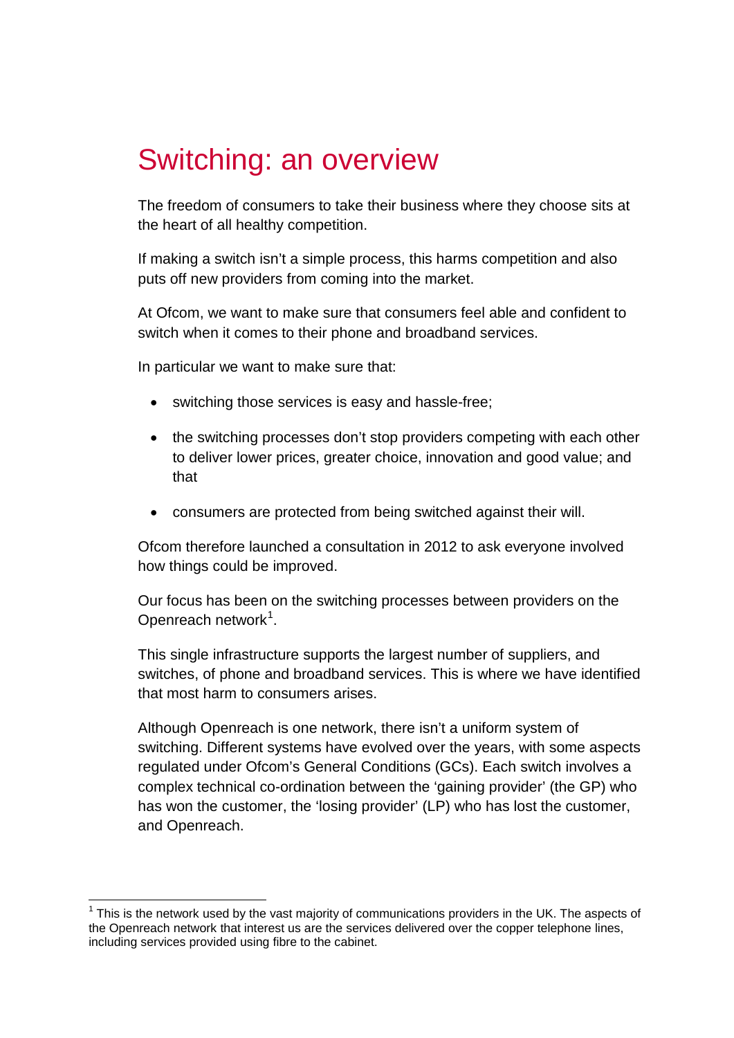# Switching: an overview

The freedom of consumers to take their business where they choose sits at the heart of all healthy competition.

If making a switch isn't a simple process, this harms competition and also puts off new providers from coming into the market.

At Ofcom, we want to make sure that consumers feel able and confident to switch when it comes to their phone and broadband services.

In particular we want to make sure that:

- switching those services is easy and hassle-free;
- the switching processes don't stop providers competing with each other to deliver lower prices, greater choice, innovation and good value; and that
- consumers are protected from being switched against their will.

Ofcom therefore launched a consultation in 2012 to ask everyone involved how things could be improved.

Our focus has been on the switching processes between providers on the Openreach network[1].

This single infrastructure supports the largest number of suppliers, and switches, of phone and broadband services. This is where we have identified that most harm to consumers arises.

Although Openreach is one network, there isn't a uniform system of switching. Different systems have evolved over the years, with some aspects regulated under Ofcom's General Conditions (GCs). Each switch involves a complex technical co-ordination between the 'gaining provider' (the GP) who has won the customer, the 'losing provider' (LP) who has lost the customer, and Openreach.

[1] This is the network used by the vast majority of communications providers in the UK. The aspects of the Openreach network that interest us are the services delivered over the copper telephone lines, including services provided using fibre to the cabinet.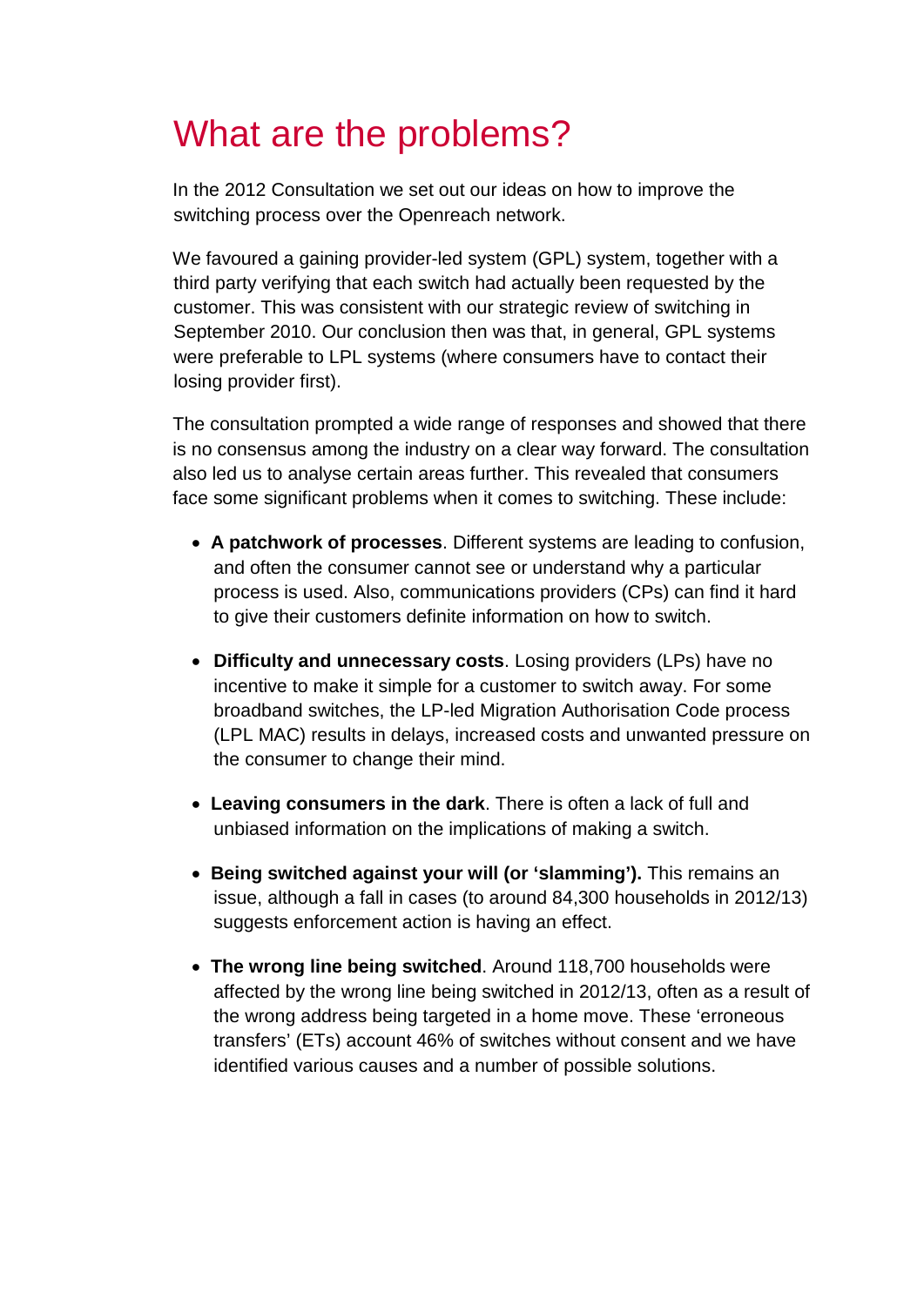# What are the problems?

In the 2012 Consultation we set out our ideas on how to improve the switching process over the Openreach network.

We favoured a gaining provider-led system (GPL) system, together with a third party verifying that each switch had actually been requested by the customer. This was consistent with our strategic review of switching in September 2010. Our conclusion then was that, in general, GPL systems were preferable to LPL systems (where consumers have to contact their losing provider first).

The consultation prompted a wide range of responses and showed that there is no consensus among the industry on a clear way forward. The consultation also led us to analyse certain areas further. This revealed that consumers face some significant problems when it comes to switching. These include:

- **A patchwork of processes**. Different systems are leading to confusion, and often the consumer cannot see or understand why a particular process is used. Also, communications providers (CPs) can find it hard to give their customers definite information on how to switch.
- **Difficulty and unnecessary costs**. Losing providers (LPs) have no incentive to make it simple for a customer to switch away. For some broadband switches, the LP-led Migration Authorisation Code process (LPL MAC) results in delays, increased costs and unwanted pressure on the consumer to change their mind.
- **Leaving consumers in the dark**. There is often a lack of full and unbiased information on the implications of making a switch.
- **Being switched against your will (or 'slamming').** This remains an issue, although a fall in cases (to around 84,300 households in 2012/13) suggests enforcement action is having an effect.
- **The wrong line being switched**. Around 118,700 households were affected by the wrong line being switched in 2012/13, often as a result of the wrong address being targeted in a home move. These 'erroneous transfers' (ETs) account 46% of switches without consent and we have identified various causes and a number of possible solutions.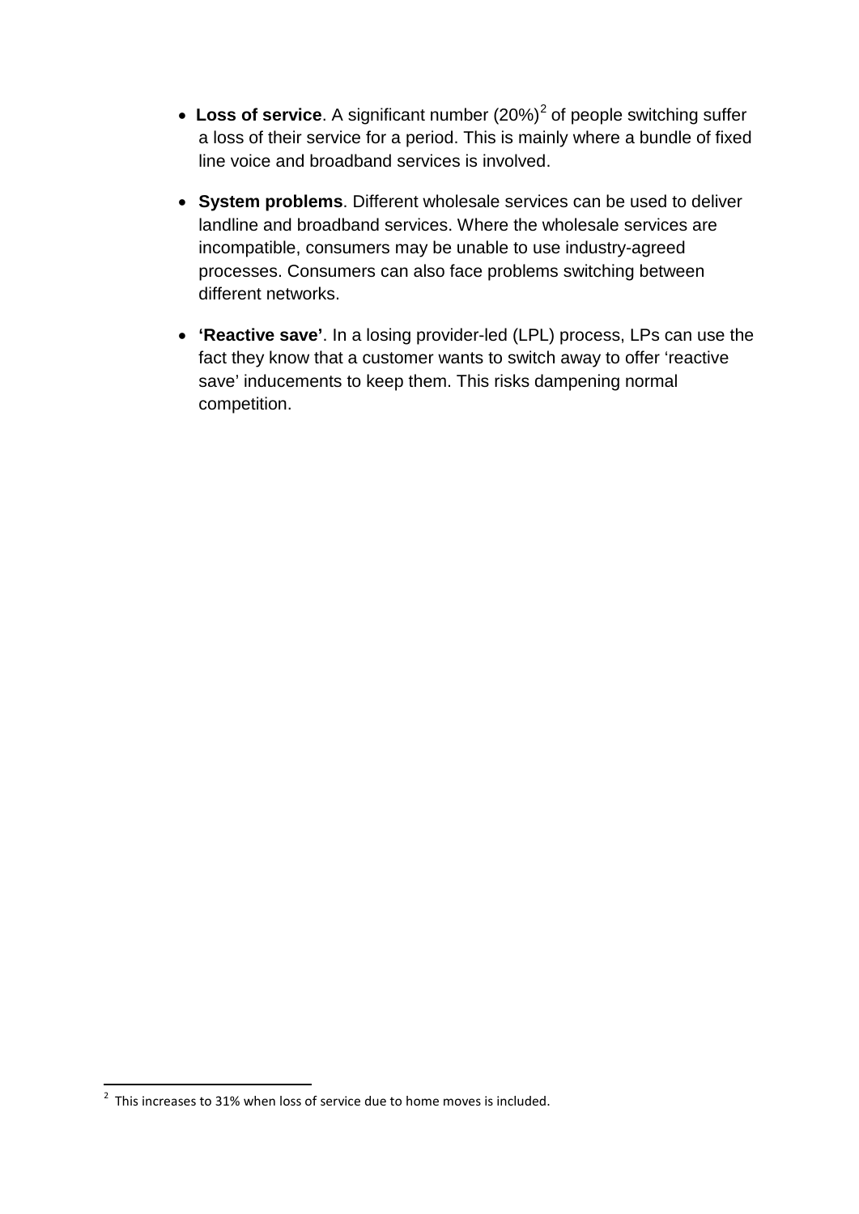- **Loss of service**. A significant number (20%)[2] of people switching suffer a loss of their service for a period. This is mainly where a bundle of fixed line voice and broadband services is involved.

- **System problems**. Different wholesale services can be used to deliver landline and broadband services. Where the wholesale services are incompatible, consumers may be unable to use industry-agreed processes. Consumers can also face problems switching between different networks.

- **'Reactive save'**. In a losing provider-led (LPL) process, LPs can use the fact they know that a customer wants to switch away to offer 'reactive save' inducements to keep them. This risks dampening normal competition.

[2] This increases to 31% when loss of service due to home moves is included.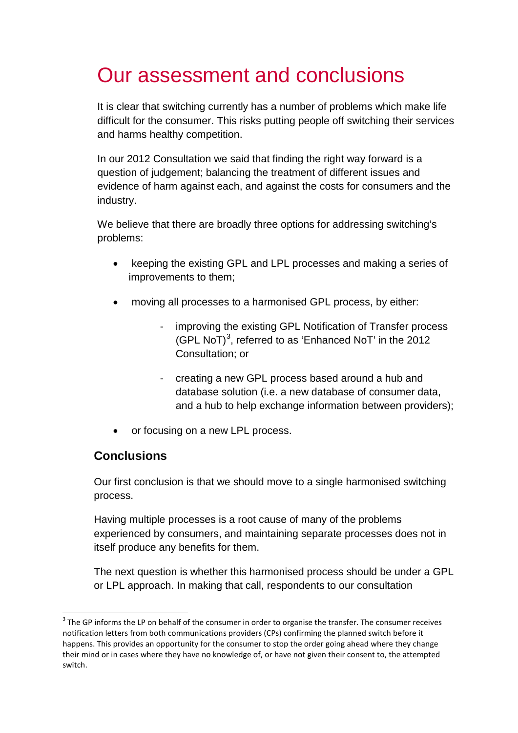# Our assessment and conclusions

It is clear that switching currently has a number of problems which make life difficult for the consumer. This risks putting people off switching their services and harms healthy competition.

In our 2012 Consultation we said that finding the right way forward is a question of judgement; balancing the treatment of different issues and evidence of harm against each, and against the costs for consumers and the industry.

We believe that there are broadly three options for addressing switching's problems:

- keeping the existing GPL and LPL processes and making a series of improvements to them;
- moving all processes to a harmonised GPL process, by either:
    - improving the existing GPL Notification of Transfer process (GPL NoT)[3], referred to as 'Enhanced NoT' in the 2012 Consultation; or
    - creating a new GPL process based around a hub and database solution (i.e. a new database of consumer data, and a hub to help exchange information between providers);
- or focusing on a new LPL process.

## Conclusions

Our first conclusion is that we should move to a single harmonised switching process.

Having multiple processes is a root cause of many of the problems experienced by consumers, and maintaining separate processes does not in itself produce any benefits for them.

The next question is whether this harmonised process should be under a GPL or LPL approach. In making that call, respondents to our consultation

[3] The GP informs the LP on behalf of the consumer in order to organise the transfer. The consumer receives notification letters from both communications providers (CPs) confirming the planned switch before it happens. This provides an opportunity for the consumer to stop the order going ahead where they change their mind or in cases where they have no knowledge of, or have not given their consent to, the attempted switch.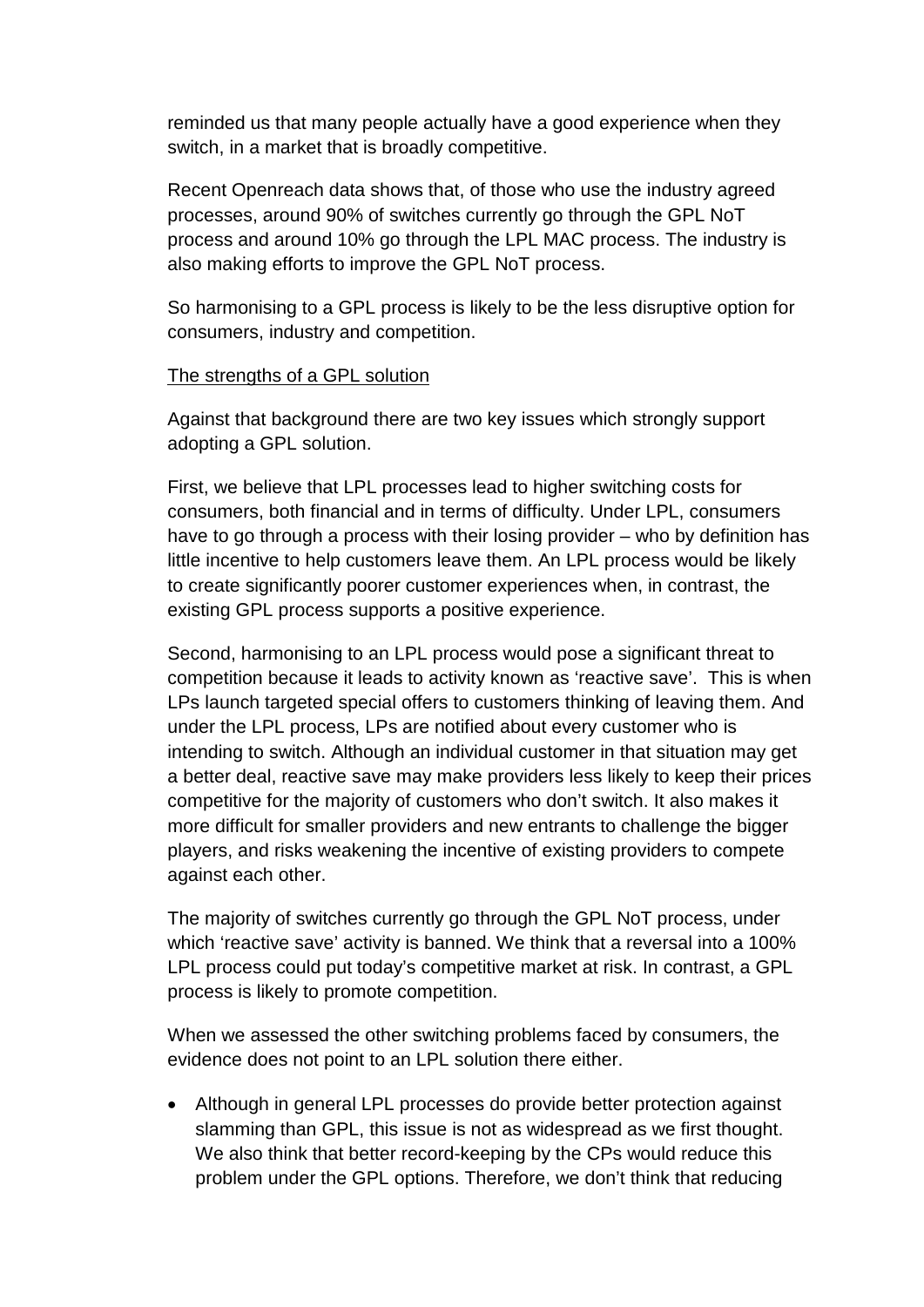reminded us that many people actually have a good experience when they switch, in a market that is broadly competitive.

Recent Openreach data shows that, of those who use the industry agreed processes, around 90% of switches currently go through the GPL NoT process and around 10% go through the LPL MAC process. The industry is also making efforts to improve the GPL NoT process.

So harmonising to a GPL process is likely to be the less disruptive option for consumers, industry and competition.

The strengths of a GPL solution

Against that background there are two key issues which strongly support adopting a GPL solution.

First, we believe that LPL processes lead to higher switching costs for consumers, both financial and in terms of difficulty. Under LPL, consumers have to go through a process with their losing provider – who by definition has little incentive to help customers leave them. An LPL process would be likely to create significantly poorer customer experiences when, in contrast, the existing GPL process supports a positive experience.

Second, harmonising to an LPL process would pose a significant threat to competition because it leads to activity known as 'reactive save'. This is when LPs launch targeted special offers to customers thinking of leaving them. And under the LPL process, LPs are notified about every customer who is intending to switch. Although an individual customer in that situation may get a better deal, reactive save may make providers less likely to keep their prices competitive for the majority of customers who don't switch. It also makes it more difficult for smaller providers and new entrants to challenge the bigger players, and risks weakening the incentive of existing providers to compete against each other.

The majority of switches currently go through the GPL NoT process, under which 'reactive save' activity is banned. We think that a reversal into a 100% LPL process could put today's competitive market at risk. In contrast, a GPL process is likely to promote competition.

When we assessed the other switching problems faced by consumers, the evidence does not point to an LPL solution there either.

- Although in general LPL processes do provide better protection against slamming than GPL, this issue is not as widespread as we first thought. We also think that better record-keeping by the CPs would reduce this problem under the GPL options. Therefore, we don't think that reducing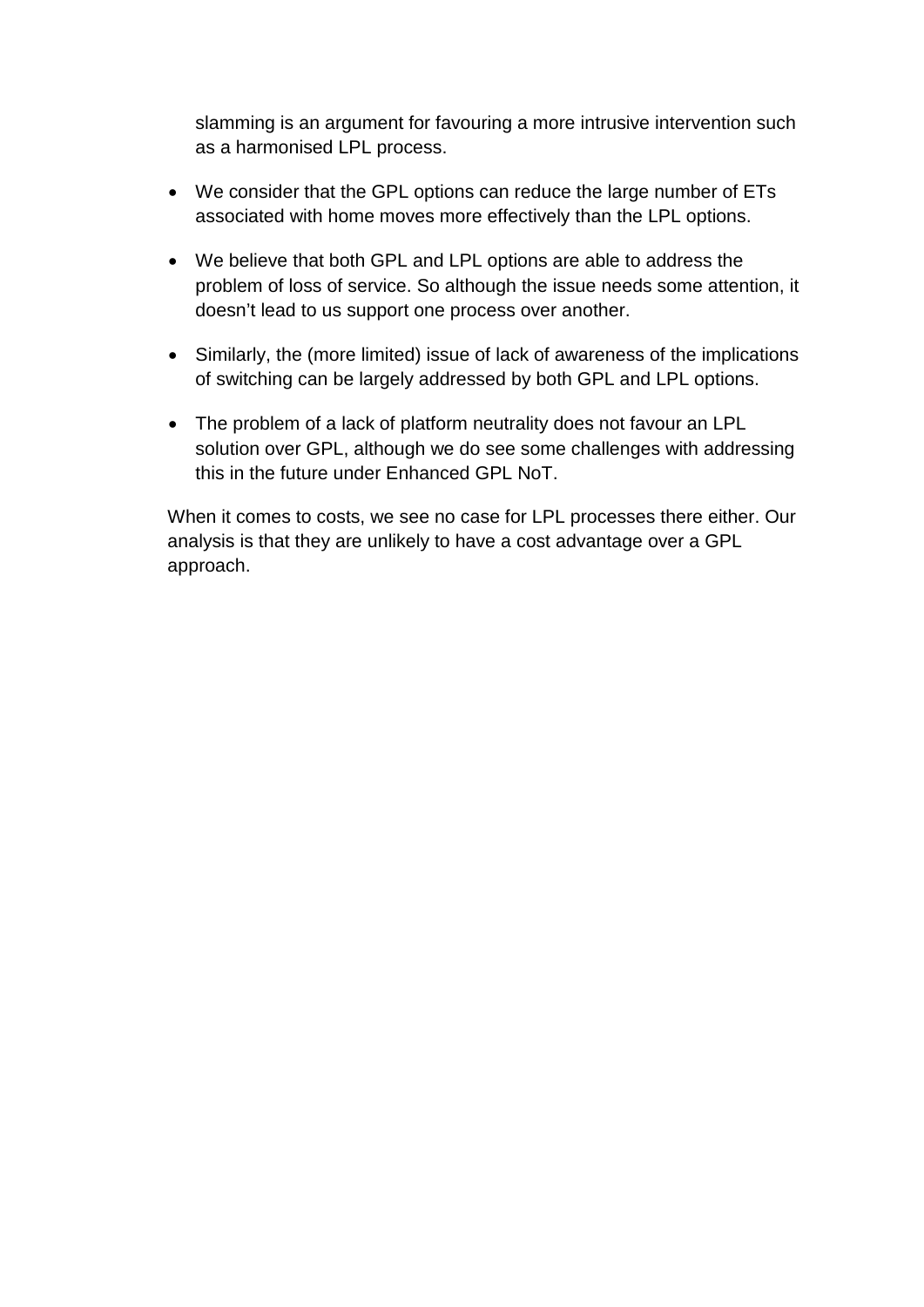slamming is an argument for favouring a more intrusive intervention such as a harmonised LPL process.

- We consider that the GPL options can reduce the large number of ETs associated with home moves more effectively than the LPL options.
- We believe that both GPL and LPL options are able to address the problem of loss of service. So although the issue needs some attention, it doesn't lead to us support one process over another.
- Similarly, the (more limited) issue of lack of awareness of the implications of switching can be largely addressed by both GPL and LPL options.
- The problem of a lack of platform neutrality does not favour an LPL solution over GPL, although we do see some challenges with addressing this in the future under Enhanced GPL NoT.

When it comes to costs, we see no case for LPL processes there either. Our analysis is that they are unlikely to have a cost advantage over a GPL approach.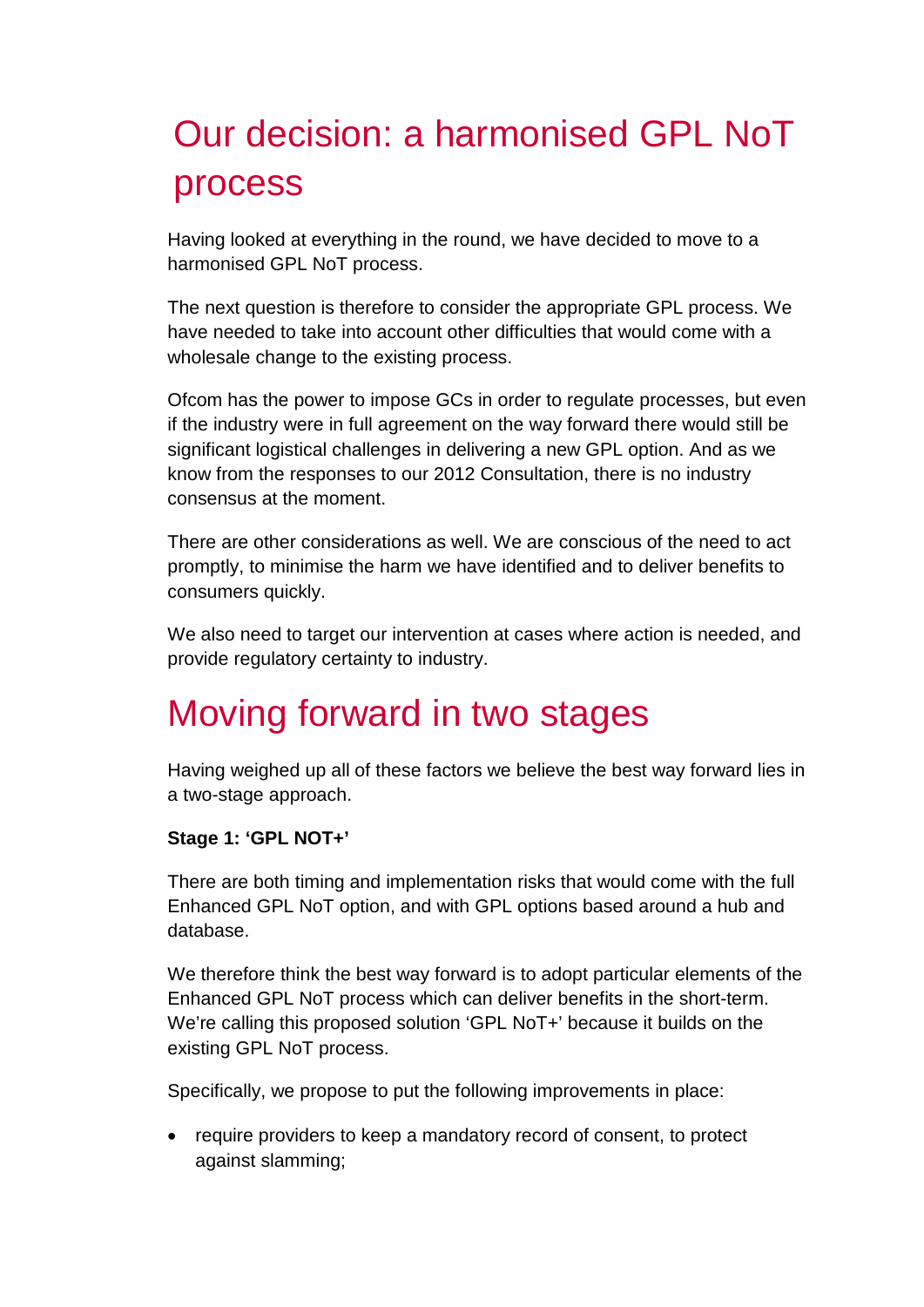# Our decision: a harmonised GPL NoT process

Having looked at everything in the round, we have decided to move to a harmonised GPL NoT process.

The next question is therefore to consider the appropriate GPL process. We have needed to take into account other difficulties that would come with a wholesale change to the existing process.

Ofcom has the power to impose GCs in order to regulate processes, but even if the industry were in full agreement on the way forward there would still be significant logistical challenges in delivering a new GPL option. And as we know from the responses to our 2012 Consultation, there is no industry consensus at the moment.

There are other considerations as well. We are conscious of the need to act promptly, to minimise the harm we have identified and to deliver benefits to consumers quickly.

We also need to target our intervention at cases where action is needed, and provide regulatory certainty to industry.

# Moving forward in two stages

Having weighed up all of these factors we believe the best way forward lies in a two-stage approach.

**Stage 1: 'GPL NOT+'**

There are both timing and implementation risks that would come with the full Enhanced GPL NoT option, and with GPL options based around a hub and database.

We therefore think the best way forward is to adopt particular elements of the Enhanced GPL NoT process which can deliver benefits in the short-term. We're calling this proposed solution 'GPL NoT+' because it builds on the existing GPL NoT process.

Specifically, we propose to put the following improvements in place:

- require providers to keep a mandatory record of consent, to protect against slamming;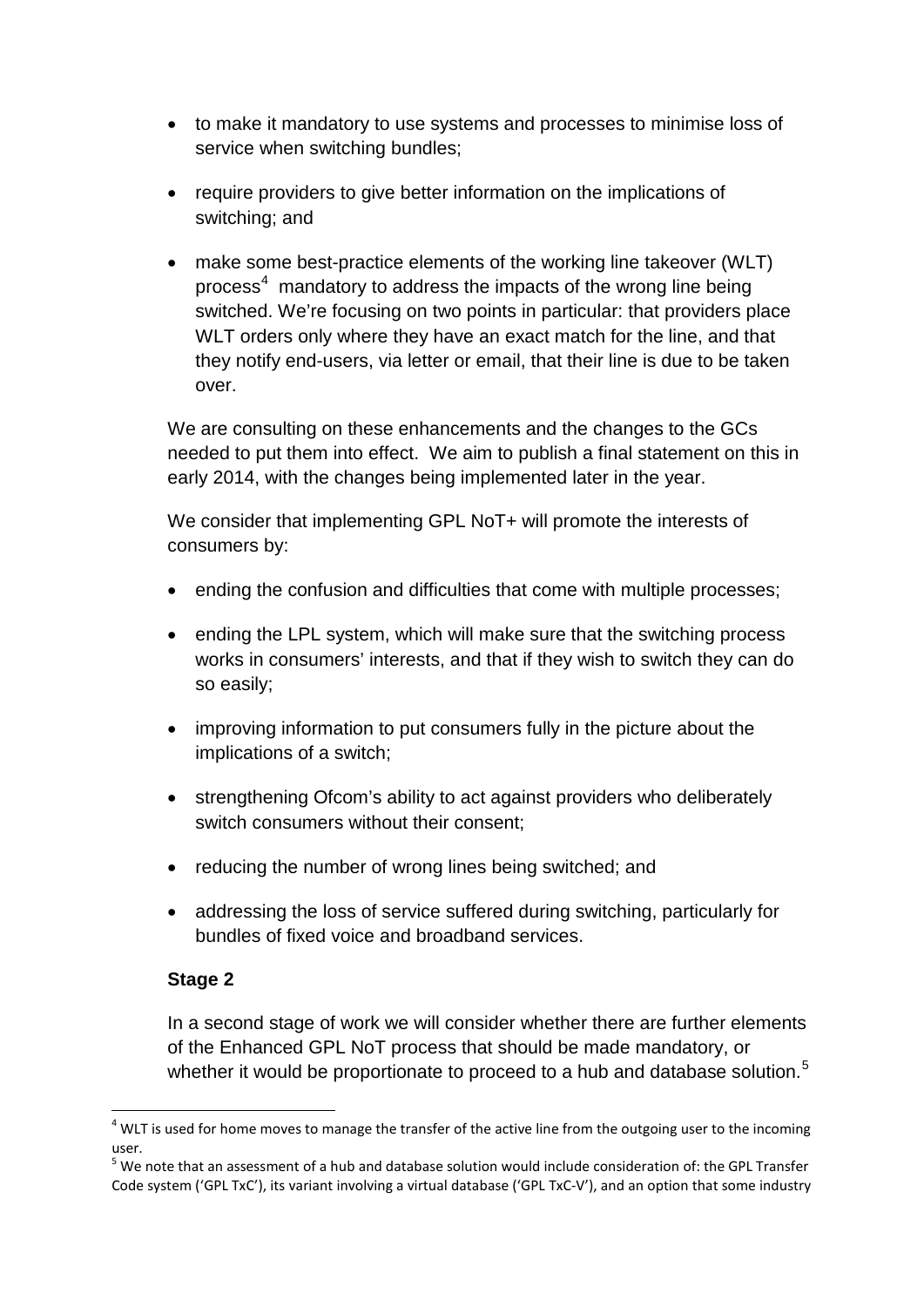- to make it mandatory to use systems and processes to minimise loss of service when switching bundles;
- require providers to give better information on the implications of switching; and
- make some best-practice elements of the working line takeover (WLT) process[4] mandatory to address the impacts of the wrong line being switched. We're focusing on two points in particular: that providers place WLT orders only where they have an exact match for the line, and that they notify end-users, via letter or email, that their line is due to be taken over.

We are consulting on these enhancements and the changes to the GCs needed to put them into effect. We aim to publish a final statement on this in early 2014, with the changes being implemented later in the year.

We consider that implementing GPL NoT+ will promote the interests of consumers by:

- ending the confusion and difficulties that come with multiple processes;
- ending the LPL system, which will make sure that the switching process works in consumers' interests, and that if they wish to switch they can do so easily;
- improving information to put consumers fully in the picture about the implications of a switch;
- strengthening Ofcom's ability to act against providers who deliberately switch consumers without their consent;
- reducing the number of wrong lines being switched; and
- addressing the loss of service suffered during switching, particularly for bundles of fixed voice and broadband services.

**Stage 2**

In a second stage of work we will consider whether there are further elements of the Enhanced GPL NoT process that should be made mandatory, or whether it would be proportionate to proceed to a hub and database solution.[5]

[4] WLT is used for home moves to manage the transfer of the active line from the outgoing user to the incoming user.

[5] We note that an assessment of a hub and database solution would include consideration of: the GPL Transfer Code system ('GPL TxC'), its variant involving a virtual database ('GPL TxC-V'), and an option that some industry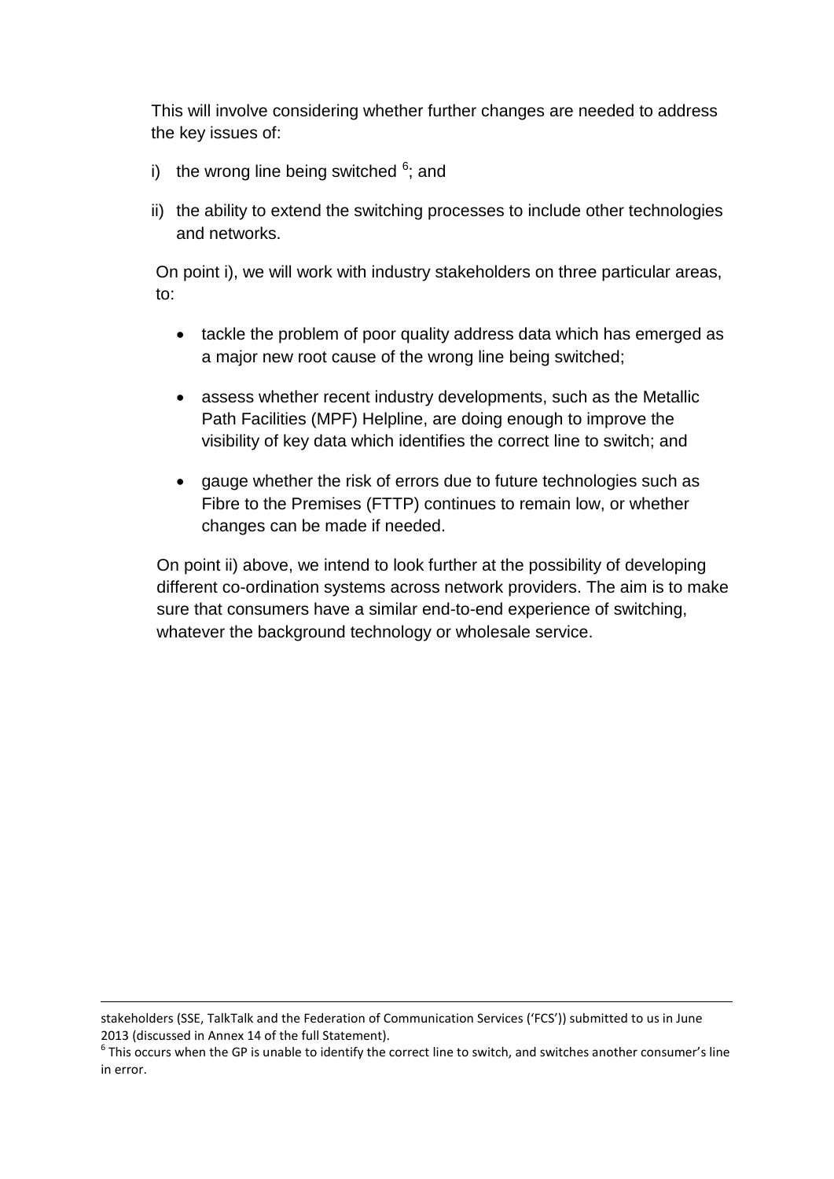This will involve considering whether further changes are needed to address the key issues of:

i) the wrong line being switched [6]; and

ii) the ability to extend the switching processes to include other technologies and networks.

On point i), we will work with industry stakeholders on three particular areas, to:

- tackle the problem of poor quality address data which has emerged as a major new root cause of the wrong line being switched;
- assess whether recent industry developments, such as the Metallic Path Facilities (MPF) Helpline, are doing enough to improve the visibility of key data which identifies the correct line to switch; and
- gauge whether the risk of errors due to future technologies such as Fibre to the Premises (FTTP) continues to remain low, or whether changes can be made if needed.

On point ii) above, we intend to look further at the possibility of developing different co-ordination systems across network providers. The aim is to make sure that consumers have a similar end-to-end experience of switching, whatever the background technology or wholesale service.

---

stakeholders (SSE, TalkTalk and the Federation of Communication Services ('FCS')) submitted to us in June 2013 (discussed in Annex 14 of the full Statement).

[6] This occurs when the GP is unable to identify the correct line to switch, and switches another consumer's line in error.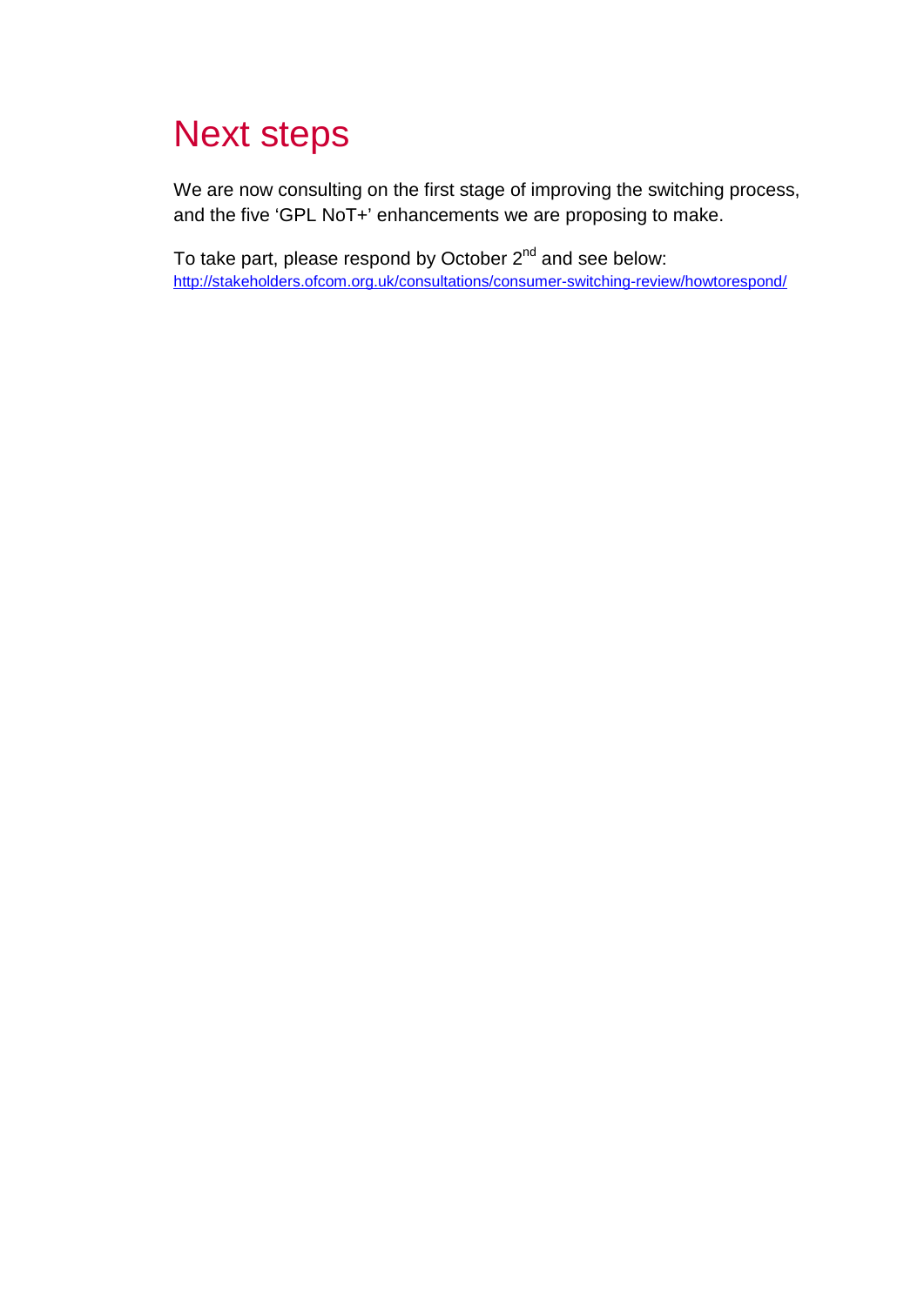# Next steps

We are now consulting on the first stage of improving the switching process, and the five 'GPL NoT+' enhancements we are proposing to make.

To take part, please respond by October 2nd and see below:
http://stakeholders.ofcom.org.uk/consultations/consumer-switching-review/howtorespond/